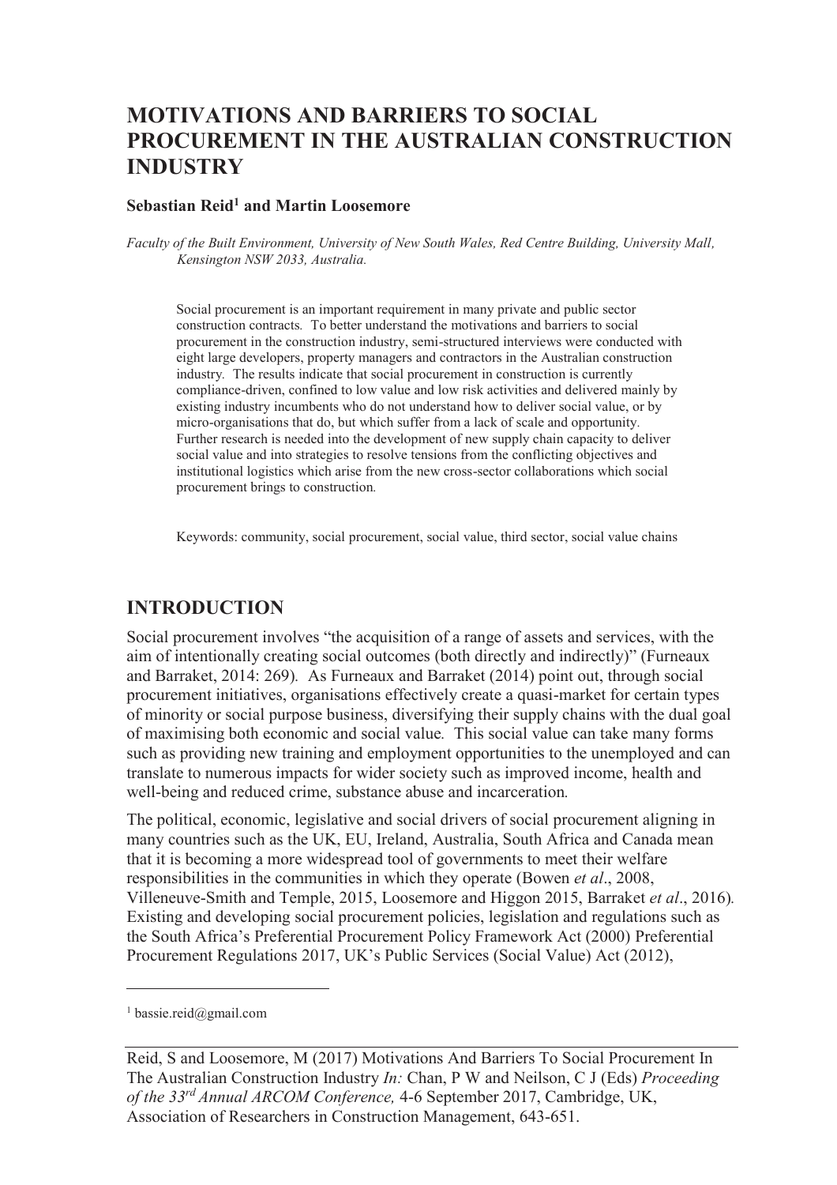# MOTIVATIONS AND BARRIERS TO SOCIAL PROCUREMENT IN THE AUSTRALIAN CONSTRUCTION INDUSTRY

**Sebastian Reid[1] and Martin Loosemore**

*Faculty of the Built Environment, University of New South Wales, Red Centre Building, University Mall, Kensington NSW 2033, Australia.*

Social procurement is an important requirement in many private and public sector construction contracts. To better understand the motivations and barriers to social procurement in the construction industry, semi-structured interviews were conducted with eight large developers, property managers and contractors in the Australian construction industry. The results indicate that social procurement in construction is currently compliance-driven, confined to low value and low risk activities and delivered mainly by existing industry incumbents who do not understand how to deliver social value, or by micro-organisations that do, but which suffer from a lack of scale and opportunity. Further research is needed into the development of new supply chain capacity to deliver social value and into strategies to resolve tensions from the conflicting objectives and institutional logistics which arise from the new cross-sector collaborations which social procurement brings to construction.

Keywords: community, social procurement, social value, third sector, social value chains

## INTRODUCTION

Social procurement involves "the acquisition of a range of assets and services, with the aim of intentionally creating social outcomes (both directly and indirectly)" (Furneaux and Barraket, 2014: 269). As Furneaux and Barraket (2014) point out, through social procurement initiatives, organisations effectively create a quasi-market for certain types of minority or social purpose business, diversifying their supply chains with the dual goal of maximising both economic and social value. This social value can take many forms such as providing new training and employment opportunities to the unemployed and can translate to numerous impacts for wider society such as improved income, health and well-being and reduced crime, substance abuse and incarceration.

The political, economic, legislative and social drivers of social procurement aligning in many countries such as the UK, EU, Ireland, Australia, South Africa and Canada mean that it is becoming a more widespread tool of governments to meet their welfare responsibilities in the communities in which they operate (Bowen *et al*., 2008, Villeneuve-Smith and Temple, 2015, Loosemore and Higgon 2015, Barraket *et al*., 2016). Existing and developing social procurement policies, legislation and regulations such as the South Africa's Preferential Procurement Policy Framework Act (2000) Preferential Procurement Regulations 2017, UK's Public Services (Social Value) Act (2012),

[1] bassie.reid@gmail.com

Reid, S and Loosemore, M (2017) Motivations And Barriers To Social Procurement In The Australian Construction Industry *In:* Chan, P W and Neilson, C J (Eds) *Proceeding of the 33rd Annual ARCOM Conference,* 4-6 September 2017, Cambridge, UK, Association of Researchers in Construction Management, 643-651.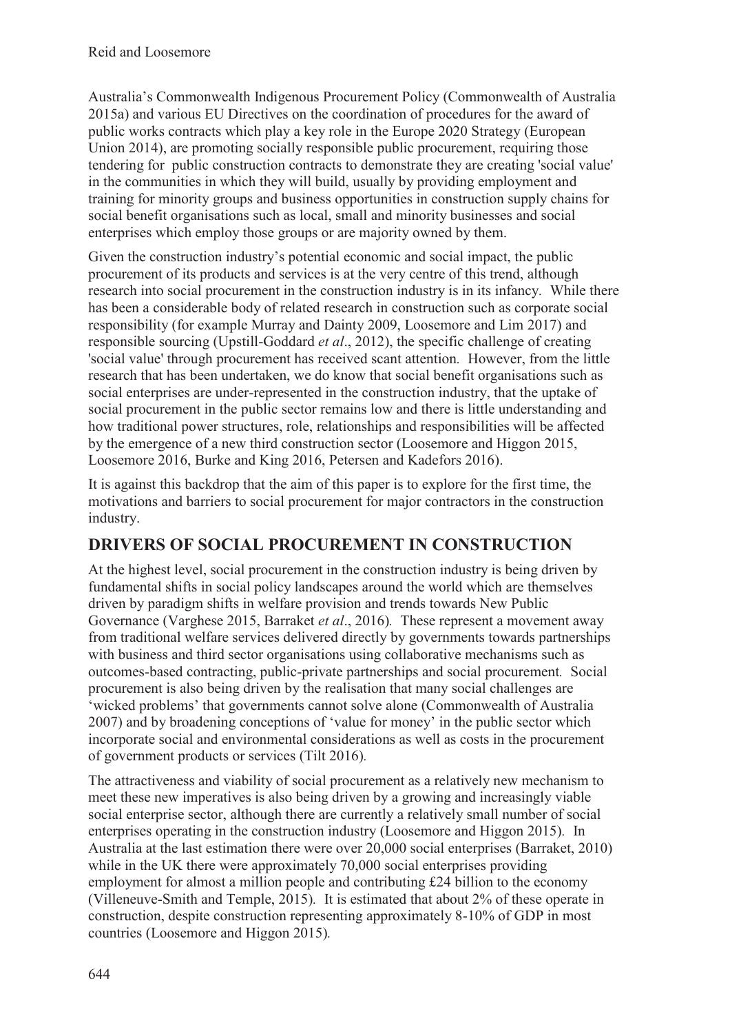Australia's Commonwealth Indigenous Procurement Policy (Commonwealth of Australia 2015a) and various EU Directives on the coordination of procedures for the award of public works contracts which play a key role in the Europe 2020 Strategy (European Union 2014), are promoting socially responsible public procurement, requiring those tendering for public construction contracts to demonstrate they are creating 'social value' in the communities in which they will build, usually by providing employment and training for minority groups and business opportunities in construction supply chains for social benefit organisations such as local, small and minority businesses and social enterprises which employ those groups or are majority owned by them.

Given the construction industry's potential economic and social impact, the public procurement of its products and services is at the very centre of this trend, although research into social procurement in the construction industry is in its infancy. While there has been a considerable body of related research in construction such as corporate social responsibility (for example Murray and Dainty 2009, Loosemore and Lim 2017) and responsible sourcing (Upstill-Goddard *et al*., 2012), the specific challenge of creating 'social value' through procurement has received scant attention. However, from the little research that has been undertaken, we do know that social benefit organisations such as social enterprises are under-represented in the construction industry, that the uptake of social procurement in the public sector remains low and there is little understanding and how traditional power structures, role, relationships and responsibilities will be affected by the emergence of a new third construction sector (Loosemore and Higgon 2015, Loosemore 2016, Burke and King 2016, Petersen and Kadefors 2016).

It is against this backdrop that the aim of this paper is to explore for the first time, the motivations and barriers to social procurement for major contractors in the construction industry.

## DRIVERS OF SOCIAL PROCUREMENT IN CONSTRUCTION

At the highest level, social procurement in the construction industry is being driven by fundamental shifts in social policy landscapes around the world which are themselves driven by paradigm shifts in welfare provision and trends towards New Public Governance (Varghese 2015, Barraket *et al*., 2016). These represent a movement away from traditional welfare services delivered directly by governments towards partnerships with business and third sector organisations using collaborative mechanisms such as outcomes-based contracting, public-private partnerships and social procurement. Social procurement is also being driven by the realisation that many social challenges are 'wicked problems' that governments cannot solve alone (Commonwealth of Australia 2007) and by broadening conceptions of 'value for money' in the public sector which incorporate social and environmental considerations as well as costs in the procurement of government products or services (Tilt 2016).

The attractiveness and viability of social procurement as a relatively new mechanism to meet these new imperatives is also being driven by a growing and increasingly viable social enterprise sector, although there are currently a relatively small number of social enterprises operating in the construction industry (Loosemore and Higgon 2015). In Australia at the last estimation there were over 20,000 social enterprises (Barraket, 2010) while in the UK there were approximately 70,000 social enterprises providing employment for almost a million people and contributing £24 billion to the economy (Villeneuve-Smith and Temple, 2015). It is estimated that about 2% of these operate in construction, despite construction representing approximately 8-10% of GDP in most countries (Loosemore and Higgon 2015).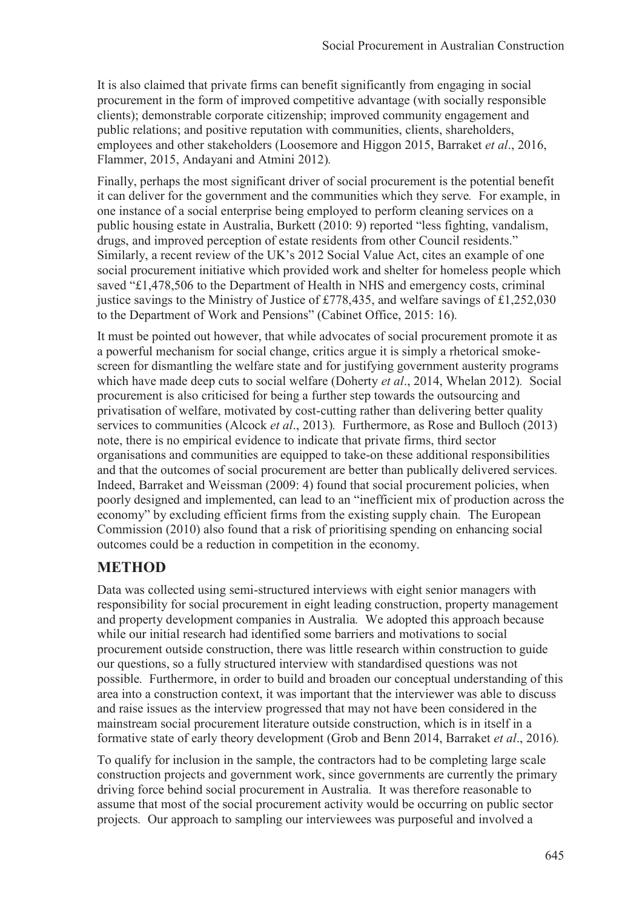It is also claimed that private firms can benefit significantly from engaging in social procurement in the form of improved competitive advantage (with socially responsible clients); demonstrable corporate citizenship; improved community engagement and public relations; and positive reputation with communities, clients, shareholders, employees and other stakeholders (Loosemore and Higgon 2015, Barraket *et al*., 2016, Flammer, 2015, Andayani and Atmini 2012).

Finally, perhaps the most significant driver of social procurement is the potential benefit it can deliver for the government and the communities which they serve. For example, in one instance of a social enterprise being employed to perform cleaning services on a public housing estate in Australia, Burkett (2010: 9) reported "less fighting, vandalism, drugs, and improved perception of estate residents from other Council residents." Similarly, a recent review of the UK's 2012 Social Value Act, cites an example of one social procurement initiative which provided work and shelter for homeless people which saved "£1,478,506 to the Department of Health in NHS and emergency costs, criminal justice savings to the Ministry of Justice of £778,435, and welfare savings of £1,252,030 to the Department of Work and Pensions" (Cabinet Office, 2015: 16).

It must be pointed out however, that while advocates of social procurement promote it as a powerful mechanism for social change, critics argue it is simply a rhetorical smoke-screen for dismantling the welfare state and for justifying government austerity programs which have made deep cuts to social welfare (Doherty *et al*., 2014, Whelan 2012). Social procurement is also criticised for being a further step towards the outsourcing and privatisation of welfare, motivated by cost-cutting rather than delivering better quality services to communities (Alcock *et al*., 2013). Furthermore, as Rose and Bulloch (2013) note, there is no empirical evidence to indicate that private firms, third sector organisations and communities are equipped to take-on these additional responsibilities and that the outcomes of social procurement are better than publically delivered services. Indeed, Barraket and Weissman (2009: 4) found that social procurement policies, when poorly designed and implemented, can lead to an "inefficient mix of production across the economy" by excluding efficient firms from the existing supply chain. The European Commission (2010) also found that a risk of prioritising spending on enhancing social outcomes could be a reduction in competition in the economy.

## METHOD

Data was collected using semi-structured interviews with eight senior managers with responsibility for social procurement in eight leading construction, property management and property development companies in Australia. We adopted this approach because while our initial research had identified some barriers and motivations to social procurement outside construction, there was little research within construction to guide our questions, so a fully structured interview with standardised questions was not possible. Furthermore, in order to build and broaden our conceptual understanding of this area into a construction context, it was important that the interviewer was able to discuss and raise issues as the interview progressed that may not have been considered in the mainstream social procurement literature outside construction, which is in itself in a formative state of early theory development (Grob and Benn 2014, Barraket *et al*., 2016).

To qualify for inclusion in the sample, the contractors had to be completing large scale construction projects and government work, since governments are currently the primary driving force behind social procurement in Australia. It was therefore reasonable to assume that most of the social procurement activity would be occurring on public sector projects. Our approach to sampling our interviewees was purposeful and involved a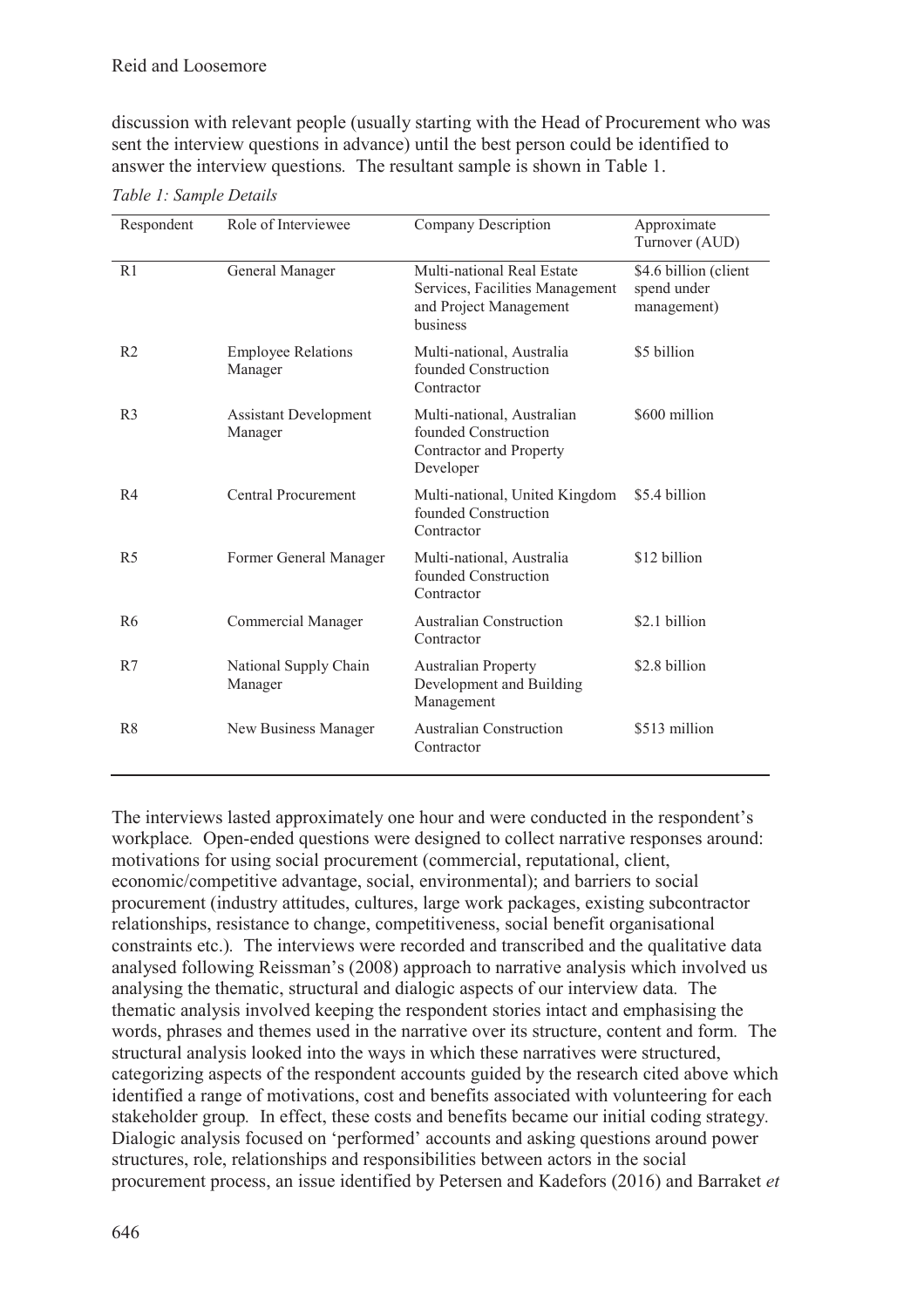discussion with relevant people (usually starting with the Head of Procurement who was sent the interview questions in advance) until the best person could be identified to answer the interview questions. The resultant sample is shown in Table 1.

*Table 1: Sample Details*

| Respondent | Role of Interviewee | Company Description | Approximate Turnover (AUD) |
|---|---|---|---|
| R1 | General Manager | Multi-national Real Estate Services, Facilities Management and Project Management business | \$4.6 billion (client spend under management) |
| R2 | Employee Relations Manager | Multi-national, Australia founded Construction Contractor | \$5 billion |
| R3 | Assistant Development Manager | Multi-national, Australian founded Construction Contractor and Property Developer | \$600 million |
| R4 | Central Procurement | Multi-national, United Kingdom founded Construction Contractor | \$5.4 billion |
| R5 | Former General Manager | Multi-national, Australia founded Construction Contractor | \$12 billion |
| R6 | Commercial Manager | Australian Construction Contractor | \$2.1 billion |
| R7 | National Supply Chain Manager | Australian Property Development and Building Management | \$2.8 billion |
| R8 | New Business Manager | Australian Construction Contractor | \$513 million |

The interviews lasted approximately one hour and were conducted in the respondent's workplace. Open-ended questions were designed to collect narrative responses around: motivations for using social procurement (commercial, reputational, client, economic/competitive advantage, social, environmental); and barriers to social procurement (industry attitudes, cultures, large work packages, existing subcontractor relationships, resistance to change, competitiveness, social benefit organisational constraints etc.). The interviews were recorded and transcribed and the qualitative data analysed following Reissman's (2008) approach to narrative analysis which involved us analysing the thematic, structural and dialogic aspects of our interview data. The thematic analysis involved keeping the respondent stories intact and emphasising the words, phrases and themes used in the narrative over its structure, content and form. The structural analysis looked into the ways in which these narratives were structured, categorizing aspects of the respondent accounts guided by the research cited above which identified a range of motivations, cost and benefits associated with volunteering for each stakeholder group. In effect, these costs and benefits became our initial coding strategy. Dialogic analysis focused on 'performed' accounts and asking questions around power structures, role, relationships and responsibilities between actors in the social procurement process, an issue identified by Petersen and Kadefors (2016) and Barraket *et*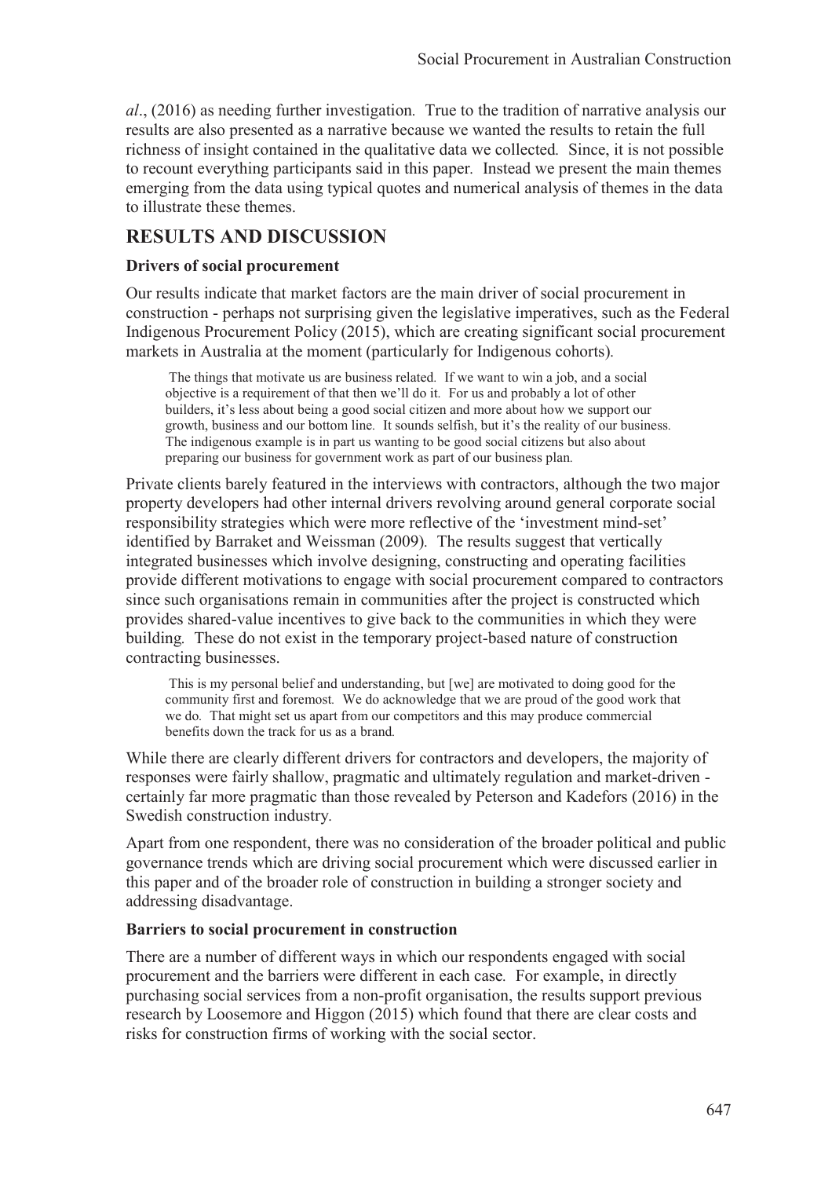*al*., (2016) as needing further investigation. True to the tradition of narrative analysis our results are also presented as a narrative because we wanted the results to retain the full richness of insight contained in the qualitative data we collected. Since, it is not possible to recount everything participants said in this paper. Instead we present the main themes emerging from the data using typical quotes and numerical analysis of themes in the data to illustrate these themes.

## RESULTS AND DISCUSSION

### Drivers of social procurement

Our results indicate that market factors are the main driver of social procurement in construction - perhaps not surprising given the legislative imperatives, such as the Federal Indigenous Procurement Policy (2015), which are creating significant social procurement markets in Australia at the moment (particularly for Indigenous cohorts).

> The things that motivate us are business related. If we want to win a job, and a social objective is a requirement of that then we'll do it. For us and probably a lot of other builders, it's less about being a good social citizen and more about how we support our growth, business and our bottom line. It sounds selfish, but it's the reality of our business. The indigenous example is in part us wanting to be good social citizens but also about preparing our business for government work as part of our business plan.

Private clients barely featured in the interviews with contractors, although the two major property developers had other internal drivers revolving around general corporate social responsibility strategies which were more reflective of the 'investment mind-set' identified by Barraket and Weissman (2009). The results suggest that vertically integrated businesses which involve designing, constructing and operating facilities provide different motivations to engage with social procurement compared to contractors since such organisations remain in communities after the project is constructed which provides shared-value incentives to give back to the communities in which they were building. These do not exist in the temporary project-based nature of construction contracting businesses.

> This is my personal belief and understanding, but [we] are motivated to doing good for the community first and foremost. We do acknowledge that we are proud of the good work that we do. That might set us apart from our competitors and this may produce commercial benefits down the track for us as a brand.

While there are clearly different drivers for contractors and developers, the majority of responses were fairly shallow, pragmatic and ultimately regulation and market-driven - certainly far more pragmatic than those revealed by Peterson and Kadefors (2016) in the Swedish construction industry.

Apart from one respondent, there was no consideration of the broader political and public governance trends which are driving social procurement which were discussed earlier in this paper and of the broader role of construction in building a stronger society and addressing disadvantage.

### Barriers to social procurement in construction

There are a number of different ways in which our respondents engaged with social procurement and the barriers were different in each case. For example, in directly purchasing social services from a non-profit organisation, the results support previous research by Loosemore and Higgon (2015) which found that there are clear costs and risks for construction firms of working with the social sector.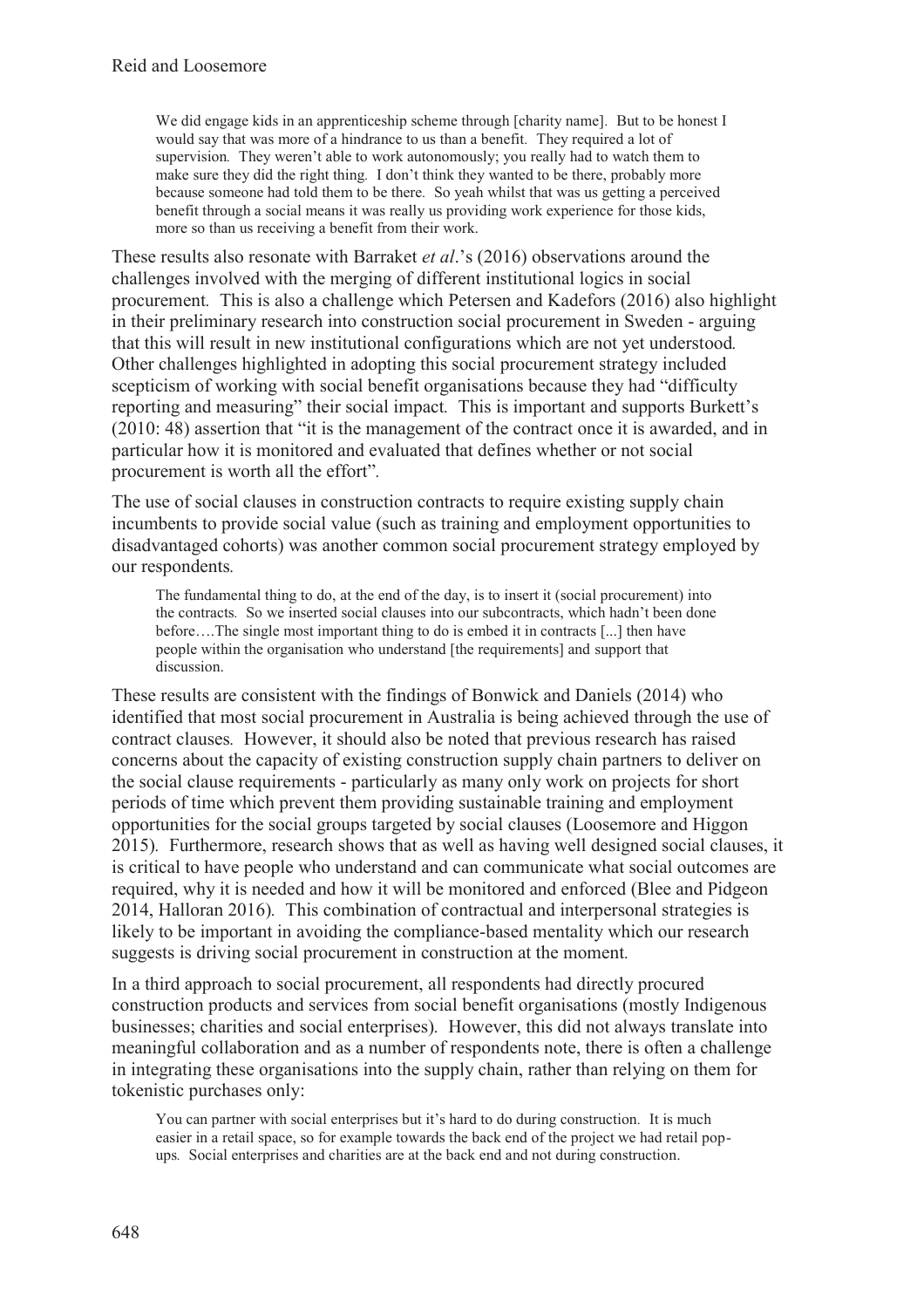> We did engage kids in an apprenticeship scheme through [charity name]. But to be honest I would say that was more of a hindrance to us than a benefit. They required a lot of supervision. They weren't able to work autonomously; you really had to watch them to make sure they did the right thing. I don't think they wanted to be there, probably more because someone had told them to be there. So yeah whilst that was us getting a perceived benefit through a social means it was really us providing work experience for those kids, more so than us receiving a benefit from their work.

These results also resonate with Barraket *et al*.'s (2016) observations around the challenges involved with the merging of different institutional logics in social procurement. This is also a challenge which Petersen and Kadefors (2016) also highlight in their preliminary research into construction social procurement in Sweden - arguing that this will result in new institutional configurations which are not yet understood. Other challenges highlighted in adopting this social procurement strategy included scepticism of working with social benefit organisations because they had "difficulty reporting and measuring" their social impact. This is important and supports Burkett's (2010: 48) assertion that "it is the management of the contract once it is awarded, and in particular how it is monitored and evaluated that defines whether or not social procurement is worth all the effort".

The use of social clauses in construction contracts to require existing supply chain incumbents to provide social value (such as training and employment opportunities to disadvantaged cohorts) was another common social procurement strategy employed by our respondents.

> The fundamental thing to do, at the end of the day, is to insert it (social procurement) into the contracts. So we inserted social clauses into our subcontracts, which hadn't been done before….The single most important thing to do is embed it in contracts [...] then have people within the organisation who understand [the requirements] and support that discussion.

These results are consistent with the findings of Bonwick and Daniels (2014) who identified that most social procurement in Australia is being achieved through the use of contract clauses. However, it should also be noted that previous research has raised concerns about the capacity of existing construction supply chain partners to deliver on the social clause requirements - particularly as many only work on projects for short periods of time which prevent them providing sustainable training and employment opportunities for the social groups targeted by social clauses (Loosemore and Higgon 2015). Furthermore, research shows that as well as having well designed social clauses, it is critical to have people who understand and can communicate what social outcomes are required, why it is needed and how it will be monitored and enforced (Blee and Pidgeon 2014, Halloran 2016). This combination of contractual and interpersonal strategies is likely to be important in avoiding the compliance-based mentality which our research suggests is driving social procurement in construction at the moment.

In a third approach to social procurement, all respondents had directly procured construction products and services from social benefit organisations (mostly Indigenous businesses; charities and social enterprises). However, this did not always translate into meaningful collaboration and as a number of respondents note, there is often a challenge in integrating these organisations into the supply chain, rather than relying on them for tokenistic purchases only:

> You can partner with social enterprises but it's hard to do during construction. It is much easier in a retail space, so for example towards the back end of the project we had retail pop-ups. Social enterprises and charities are at the back end and not during construction.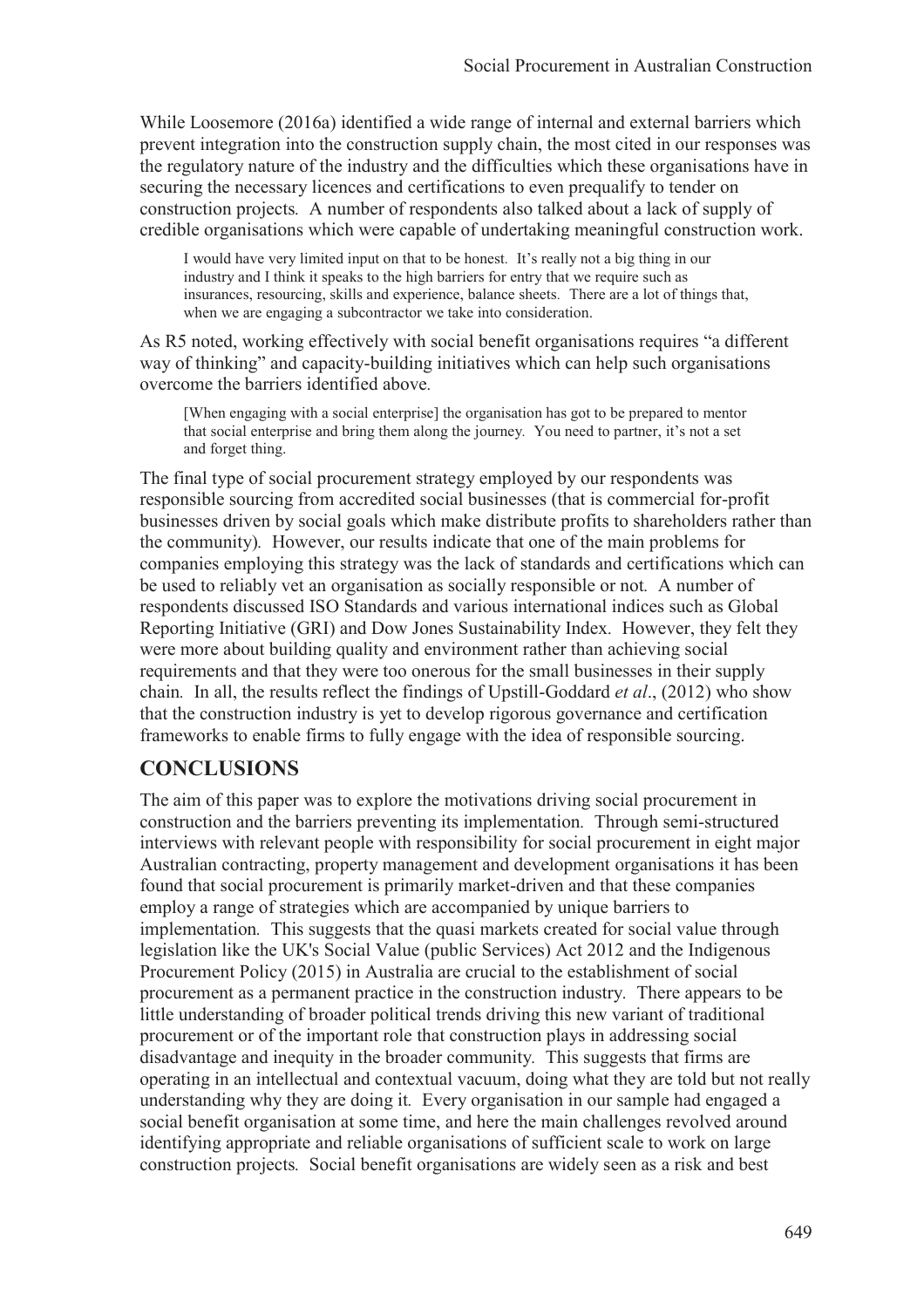While Loosemore (2016a) identified a wide range of internal and external barriers which prevent integration into the construction supply chain, the most cited in our responses was the regulatory nature of the industry and the difficulties which these organisations have in securing the necessary licences and certifications to even prequalify to tender on construction projects. A number of respondents also talked about a lack of supply of credible organisations which were capable of undertaking meaningful construction work.

> I would have very limited input on that to be honest. It's really not a big thing in our industry and I think it speaks to the high barriers for entry that we require such as insurances, resourcing, skills and experience, balance sheets. There are a lot of things that, when we are engaging a subcontractor we take into consideration.

As R5 noted, working effectively with social benefit organisations requires "a different way of thinking" and capacity-building initiatives which can help such organisations overcome the barriers identified above.

> [When engaging with a social enterprise] the organisation has got to be prepared to mentor that social enterprise and bring them along the journey. You need to partner, it's not a set and forget thing.

The final type of social procurement strategy employed by our respondents was responsible sourcing from accredited social businesses (that is commercial for-profit businesses driven by social goals which make distribute profits to shareholders rather than the community). However, our results indicate that one of the main problems for companies employing this strategy was the lack of standards and certifications which can be used to reliably vet an organisation as socially responsible or not. A number of respondents discussed ISO Standards and various international indices such as Global Reporting Initiative (GRI) and Dow Jones Sustainability Index. However, they felt they were more about building quality and environment rather than achieving social requirements and that they were too onerous for the small businesses in their supply chain. In all, the results reflect the findings of Upstill-Goddard *et al*., (2012) who show that the construction industry is yet to develop rigorous governance and certification frameworks to enable firms to fully engage with the idea of responsible sourcing.

## CONCLUSIONS

The aim of this paper was to explore the motivations driving social procurement in construction and the barriers preventing its implementation. Through semi-structured interviews with relevant people with responsibility for social procurement in eight major Australian contracting, property management and development organisations it has been found that social procurement is primarily market-driven and that these companies employ a range of strategies which are accompanied by unique barriers to implementation. This suggests that the quasi markets created for social value through legislation like the UK's Social Value (public Services) Act 2012 and the Indigenous Procurement Policy (2015) in Australia are crucial to the establishment of social procurement as a permanent practice in the construction industry. There appears to be little understanding of broader political trends driving this new variant of traditional procurement or of the important role that construction plays in addressing social disadvantage and inequity in the broader community. This suggests that firms are operating in an intellectual and contextual vacuum, doing what they are told but not really understanding why they are doing it. Every organisation in our sample had engaged a social benefit organisation at some time, and here the main challenges revolved around identifying appropriate and reliable organisations of sufficient scale to work on large construction projects. Social benefit organisations are widely seen as a risk and best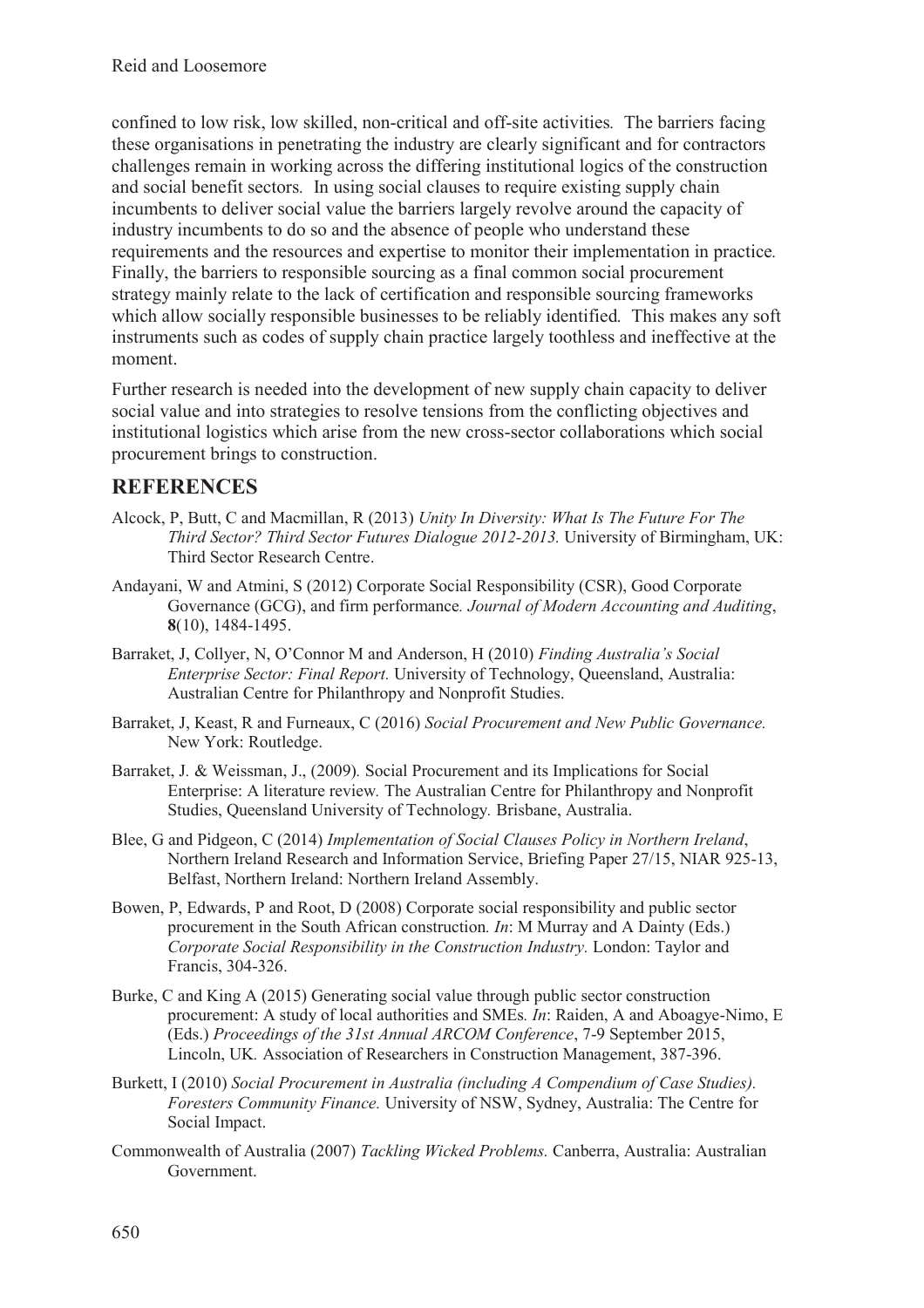confined to low risk, low skilled, non-critical and off-site activities. The barriers facing these organisations in penetrating the industry are clearly significant and for contractors challenges remain in working across the differing institutional logics of the construction and social benefit sectors. In using social clauses to require existing supply chain incumbents to deliver social value the barriers largely revolve around the capacity of industry incumbents to do so and the absence of people who understand these requirements and the resources and expertise to monitor their implementation in practice. Finally, the barriers to responsible sourcing as a final common social procurement strategy mainly relate to the lack of certification and responsible sourcing frameworks which allow socially responsible businesses to be reliably identified. This makes any soft instruments such as codes of supply chain practice largely toothless and ineffective at the moment.

Further research is needed into the development of new supply chain capacity to deliver social value and into strategies to resolve tensions from the conflicting objectives and institutional logistics which arise from the new cross-sector collaborations which social procurement brings to construction.

## REFERENCES

Alcock, P, Butt, C and Macmillan, R (2013) *Unity In Diversity: What Is The Future For The Third Sector? Third Sector Futures Dialogue 2012-2013.* University of Birmingham, UK: Third Sector Research Centre.

Andayani, W and Atmini, S (2012) Corporate Social Responsibility (CSR), Good Corporate Governance (GCG), and firm performance. *Journal of Modern Accounting and Auditing*, **8**(10), 1484-1495.

Barraket, J, Collyer, N, O'Connor M and Anderson, H (2010) *Finding Australia's Social Enterprise Sector: Final Report.* University of Technology, Queensland, Australia: Australian Centre for Philanthropy and Nonprofit Studies.

Barraket, J, Keast, R and Furneaux, C (2016) *Social Procurement and New Public Governance.* New York: Routledge.

Barraket, J. & Weissman, J., (2009). Social Procurement and its Implications for Social Enterprise: A literature review. The Australian Centre for Philanthropy and Nonprofit Studies, Queensland University of Technology. Brisbane, Australia.

Blee, G and Pidgeon, C (2014) *Implementation of Social Clauses Policy in Northern Ireland*, Northern Ireland Research and Information Service, Briefing Paper 27/15, NIAR 925-13, Belfast, Northern Ireland: Northern Ireland Assembly.

Bowen, P, Edwards, P and Root, D (2008) Corporate social responsibility and public sector procurement in the South African construction. *In*: M Murray and A Dainty (Eds.) *Corporate Social Responsibility in the Construction Industry.* London: Taylor and Francis, 304-326.

Burke, C and King A (2015) Generating social value through public sector construction procurement: A study of local authorities and SMEs. *In*: Raiden, A and Aboagye-Nimo, E (Eds.) *Proceedings of the 31st Annual ARCOM Conference*, 7-9 September 2015, Lincoln, UK. Association of Researchers in Construction Management, 387-396.

Burkett, I (2010) *Social Procurement in Australia (including A Compendium of Case Studies). Foresters Community Finance.* University of NSW, Sydney, Australia: The Centre for Social Impact.

Commonwealth of Australia (2007) *Tackling Wicked Problems.* Canberra, Australia: Australian Government.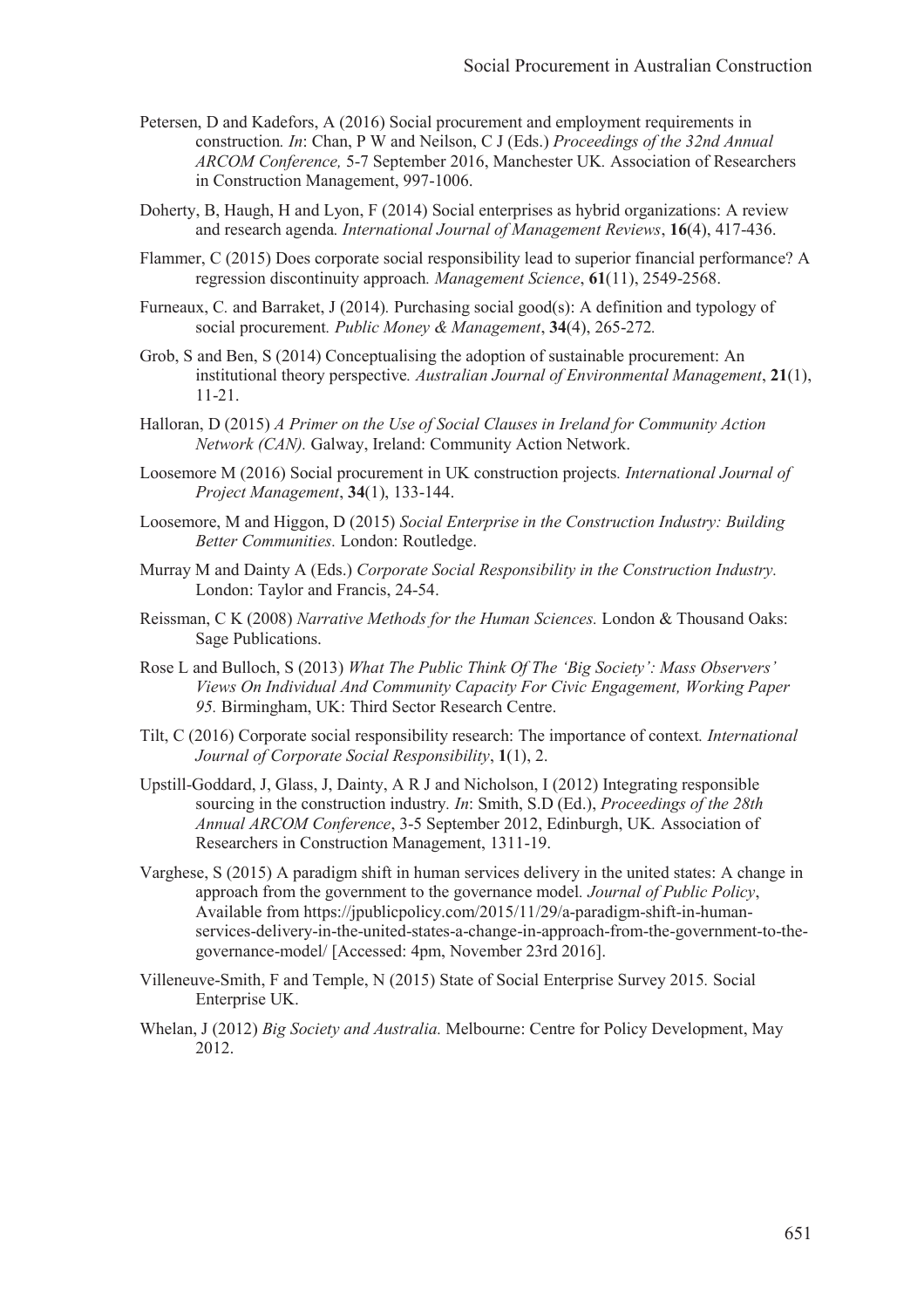Petersen, D and Kadefors, A (2016) Social procurement and employment requirements in construction. *In*: Chan, P W and Neilson, C J (Eds.) *Proceedings of the 32nd Annual ARCOM Conference,* 5-7 September 2016, Manchester UK. Association of Researchers in Construction Management, 997-1006.

Doherty, B, Haugh, H and Lyon, F (2014) Social enterprises as hybrid organizations: A review and research agenda. *International Journal of Management Reviews*, **16**(4), 417-436.

Flammer, C (2015) Does corporate social responsibility lead to superior financial performance? A regression discontinuity approach. *Management Science*, **61**(11), 2549-2568.

Furneaux, C. and Barraket, J (2014). Purchasing social good(s): A definition and typology of social procurement. *Public Money & Management*, **34**(4), 265-272.

Grob, S and Ben, S (2014) Conceptualising the adoption of sustainable procurement: An institutional theory perspective. *Australian Journal of Environmental Management*, **21**(1), 11-21.

Halloran, D (2015) *A Primer on the Use of Social Clauses in Ireland for Community Action Network (CAN).* Galway, Ireland: Community Action Network.

Loosemore M (2016) Social procurement in UK construction projects. *International Journal of Project Management*, **34**(1), 133-144.

Loosemore, M and Higgon, D (2015) *Social Enterprise in the Construction Industry: Building Better Communities.* London: Routledge.

Murray M and Dainty A (Eds.) *Corporate Social Responsibility in the Construction Industry*. London: Taylor and Francis, 24-54.

Reissman, C K (2008) *Narrative Methods for the Human Sciences.* London & Thousand Oaks: Sage Publications.

Rose L and Bulloch, S (2013) *What The Public Think Of The 'Big Society': Mass Observers' Views On Individual And Community Capacity For Civic Engagement, Working Paper 95.* Birmingham, UK: Third Sector Research Centre.

Tilt, C (2016) Corporate social responsibility research: The importance of context. *International Journal of Corporate Social Responsibility*, **1**(1), 2.

Upstill-Goddard, J, Glass, J, Dainty, A R J and Nicholson, I (2012) Integrating responsible sourcing in the construction industry. *In*: Smith, S.D (Ed.), *Proceedings of the 28th Annual ARCOM Conference*, 3-5 September 2012, Edinburgh, UK. Association of Researchers in Construction Management, 1311-19.

Varghese, S (2015) A paradigm shift in human services delivery in the united states: A change in approach from the government to the governance model. *Journal of Public Policy*, Available from https://jpublicpolicy.com/2015/11/29/a-paradigm-shift-in-human-services-delivery-in-the-united-states-a-change-in-approach-from-the-government-to-the-governance-model/ [Accessed: 4pm, November 23rd 2016].

Villeneuve-Smith, F and Temple, N (2015) State of Social Enterprise Survey 2015. Social Enterprise UK.

Whelan, J (2012) *Big Society and Australia.* Melbourne: Centre for Policy Development, May 2012.